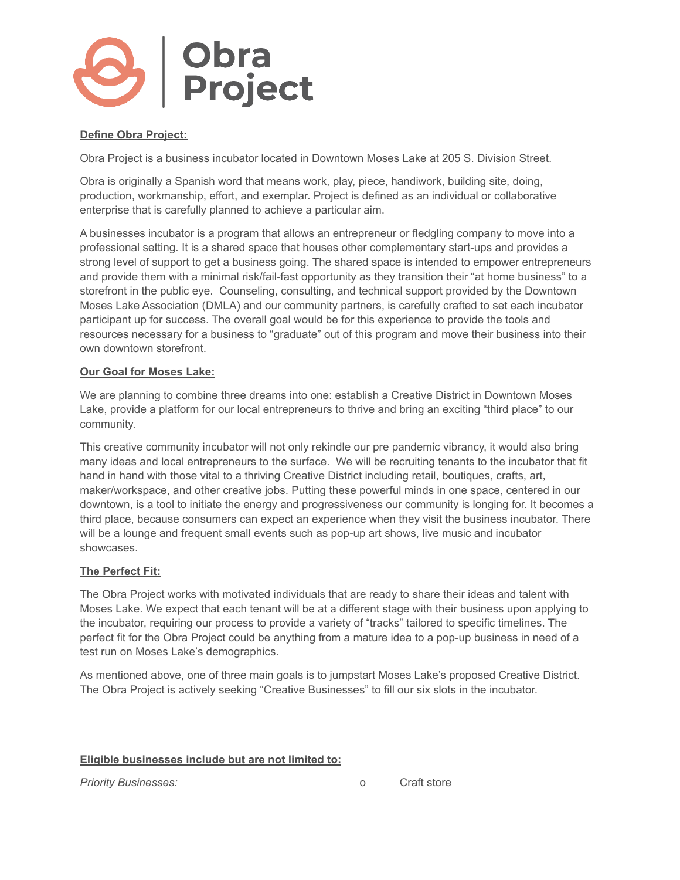# Obra Project

**Define Obra Project:**

Obra Project is a business incubator located in Downtown Moses Lake at 205 S. Division Street.

Obra is originally a Spanish word that means work, play, piece, handiwork, building site, doing, production, workmanship, effort, and exemplar. Project is defined as an individual or collaborative enterprise that is carefully planned to achieve a particular aim.

A businesses incubator is a program that allows an entrepreneur or fledgling company to move into a professional setting. It is a shared space that houses other complementary start-ups and provides a strong level of support to get a business going. The shared space is intended to empower entrepreneurs and provide them with a minimal risk/fail-fast opportunity as they transition their "at home business" to a storefront in the public eye. Counseling, consulting, and technical support provided by the Downtown Moses Lake Association (DMLA) and our community partners, is carefully crafted to set each incubator participant up for success. The overall goal would be for this experience to provide the tools and resources necessary for a business to "graduate" out of this program and move their business into their own downtown storefront.

**Our Goal for Moses Lake:**

We are planning to combine three dreams into one: establish a Creative District in Downtown Moses Lake, provide a platform for our local entrepreneurs to thrive and bring an exciting "third place" to our community.

This creative community incubator will not only rekindle our pre pandemic vibrancy, it would also bring many ideas and local entrepreneurs to the surface. We will be recruiting tenants to the incubator that fit hand in hand with those vital to a thriving Creative District including retail, boutiques, crafts, art, maker/workspace, and other creative jobs. Putting these powerful minds in one space, centered in our downtown, is a tool to initiate the energy and progressiveness our community is longing for. It becomes a third place, because consumers can expect an experience when they visit the business incubator. There will be a lounge and frequent small events such as pop-up art shows, live music and incubator showcases.

**The Perfect Fit:**

The Obra Project works with motivated individuals that are ready to share their ideas and talent with Moses Lake. We expect that each tenant will be at a different stage with their business upon applying to the incubator, requiring our process to provide a variety of "tracks" tailored to specific timelines. The perfect fit for the Obra Project could be anything from a mature idea to a pop-up business in need of a test run on Moses Lake's demographics.

As mentioned above, one of three main goals is to jumpstart Moses Lake's proposed Creative District. The Obra Project is actively seeking "Creative Businesses" to fill our six slots in the incubator.

**Eligible businesses include but are not limited to:**

*Priority Businesses:*

- Craft store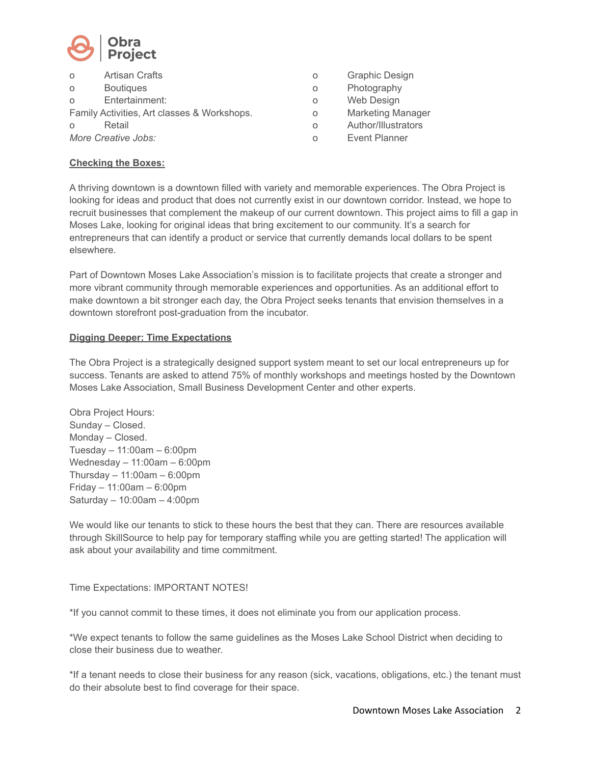- Artisan Crafts
- Boutiques
- Entertainment:

Family Activities, Art classes & Workshops.

- Retail

*More Creative Jobs:*

- Graphic Design
- Photography
- Web Design
- Marketing Manager
- Author/Illustrators
- Event Planner

**Checking the Boxes:**

A thriving downtown is a downtown filled with variety and memorable experiences. The Obra Project is looking for ideas and product that does not currently exist in our downtown corridor. Instead, we hope to recruit businesses that complement the makeup of our current downtown. This project aims to fill a gap in Moses Lake, looking for original ideas that bring excitement to our community. It's a search for entrepreneurs that can identify a product or service that currently demands local dollars to be spent elsewhere.

Part of Downtown Moses Lake Association's mission is to facilitate projects that create a stronger and more vibrant community through memorable experiences and opportunities. As an additional effort to make downtown a bit stronger each day, the Obra Project seeks tenants that envision themselves in a downtown storefront post-graduation from the incubator.

**Digging Deeper: Time Expectations**

The Obra Project is a strategically designed support system meant to set our local entrepreneurs up for success. Tenants are asked to attend 75% of monthly workshops and meetings hosted by the Downtown Moses Lake Association, Small Business Development Center and other experts.

Obra Project Hours:
Sunday – Closed.
Monday – Closed.
Tuesday – 11:00am – 6:00pm
Wednesday – 11:00am – 6:00pm
Thursday – 11:00am – 6:00pm
Friday – 11:00am – 6:00pm
Saturday – 10:00am – 4:00pm

We would like our tenants to stick to these hours the best that they can. There are resources available through SkillSource to help pay for temporary staffing while you are getting started! The application will ask about your availability and time commitment.

Time Expectations: IMPORTANT NOTES!

*If you cannot commit to these times, it does not eliminate you from our application process.

*We expect tenants to follow the same guidelines as the Moses Lake School District when deciding to close their business due to weather.

*If a tenant needs to close their business for any reason (sick, vacations, obligations, etc.) the tenant must do their absolute best to find coverage for their space.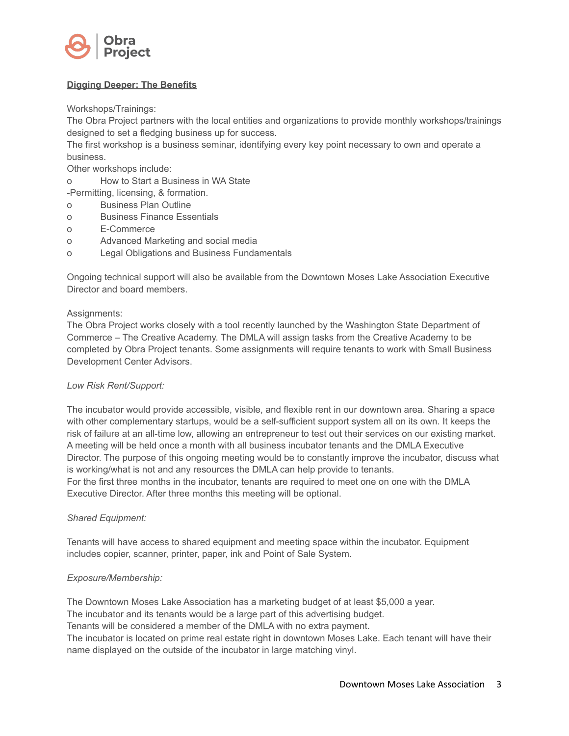**<u>Digging Deeper: The Benefits</u>**

Workshops/Trainings:

The Obra Project partners with the local entities and organizations to provide monthly workshops/trainings designed to set a fledging business up for success.

The first workshop is a business seminar, identifying every key point necessary to own and operate a business.

Other workshops include:

- How to Start a Business in WA State

-Permitting, licensing, & formation.

- Business Plan Outline
- Business Finance Essentials
- E-Commerce
- Advanced Marketing and social media
- Legal Obligations and Business Fundamentals

Ongoing technical support will also be available from the Downtown Moses Lake Association Executive Director and board members.

Assignments:

The Obra Project works closely with a tool recently launched by the Washington State Department of Commerce – The Creative Academy. The DMLA will assign tasks from the Creative Academy to be completed by Obra Project tenants. Some assignments will require tenants to work with Small Business Development Center Advisors.

*Low Risk Rent/Support:*

The incubator would provide accessible, visible, and flexible rent in our downtown area. Sharing a space with other complementary startups, would be a self-sufficient support system all on its own. It keeps the risk of failure at an all-time low, allowing an entrepreneur to test out their services on our existing market. A meeting will be held once a month with all business incubator tenants and the DMLA Executive Director. The purpose of this ongoing meeting would be to constantly improve the incubator, discuss what is working/what is not and any resources the DMLA can help provide to tenants.

For the first three months in the incubator, tenants are required to meet one on one with the DMLA Executive Director. After three months this meeting will be optional.

*Shared Equipment:*

Tenants will have access to shared equipment and meeting space within the incubator. Equipment includes copier, scanner, printer, paper, ink and Point of Sale System.

*Exposure/Membership:*

The Downtown Moses Lake Association has a marketing budget of at least $5,000 a year.

The incubator and its tenants would be a large part of this advertising budget.

Tenants will be considered a member of the DMLA with no extra payment.

The incubator is located on prime real estate right in downtown Moses Lake. Each tenant will have their name displayed on the outside of the incubator in large matching vinyl.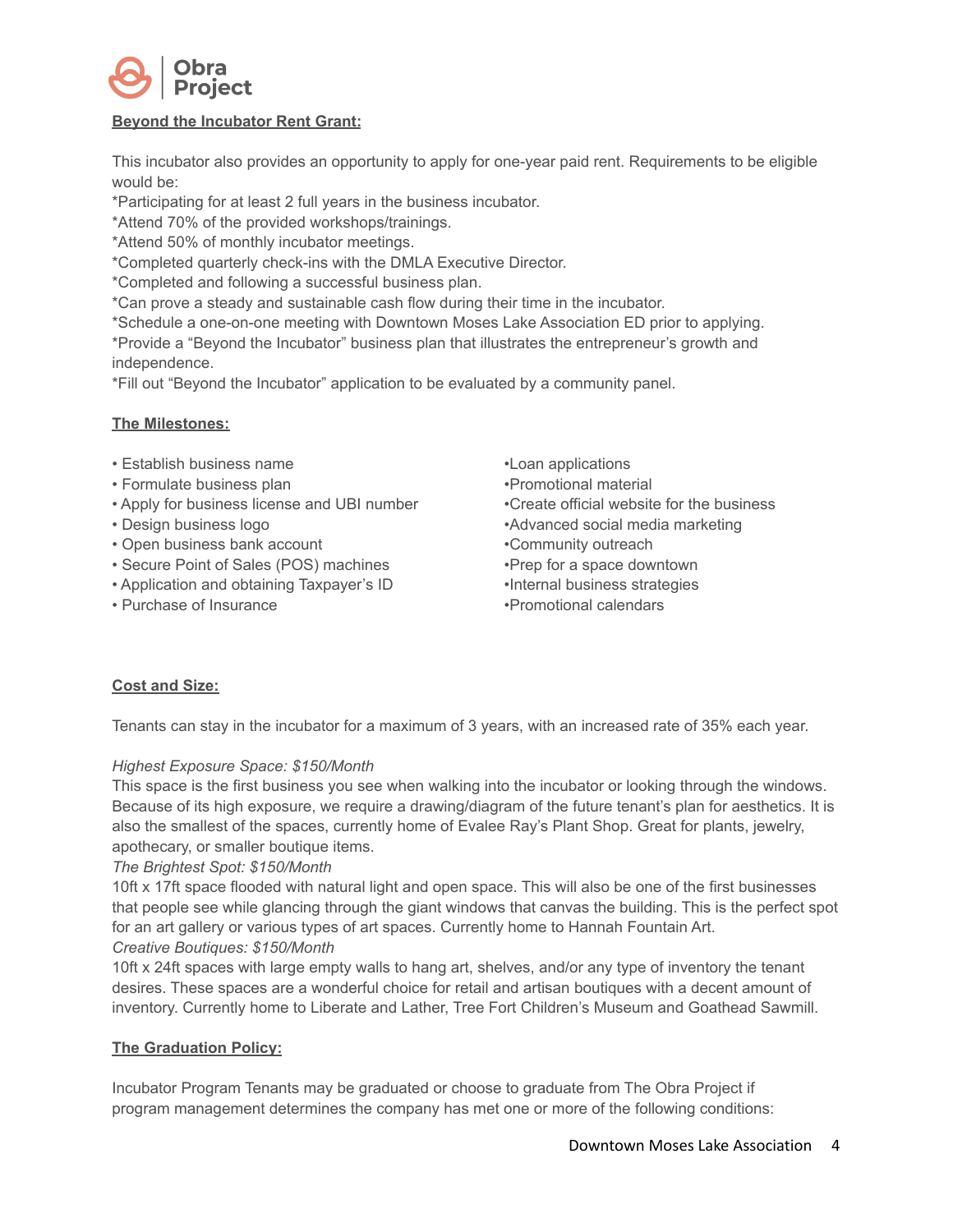**Beyond the Incubator Rent Grant:**

This incubator also provides an opportunity to apply for one-year paid rent. Requirements to be eligible would be:
*Participating for at least 2 full years in the business incubator.
*Attend 70% of the provided workshops/trainings.
*Attend 50% of monthly incubator meetings.
*Completed quarterly check-ins with the DMLA Executive Director.
*Completed and following a successful business plan.
*Can prove a steady and sustainable cash flow during their time in the incubator.
*Schedule a one-on-one meeting with Downtown Moses Lake Association ED prior to applying.
*Provide a "Beyond the Incubator" business plan that illustrates the entrepreneur's growth and independence.
*Fill out "Beyond the Incubator" application to be evaluated by a community panel.

**The Milestones:**

- Establish business name
- Formulate business plan
- Apply for business license and UBI number
- Design business logo
- Open business bank account
- Secure Point of Sales (POS) machines
- Application and obtaining Taxpayer's ID
- Purchase of Insurance
- Loan applications
- Promotional material
- Create official website for the business
- Advanced social media marketing
- Community outreach
- Prep for a space downtown
- Internal business strategies
- Promotional calendars

**Cost and Size:**

Tenants can stay in the incubator for a maximum of 3 years, with an increased rate of 35% each year.

*Highest Exposure Space: $150/Month*
This space is the first business you see when walking into the incubator or looking through the windows. Because of its high exposure, we require a drawing/diagram of the future tenant's plan for aesthetics. It is also the smallest of the spaces, currently home of Evalee Ray's Plant Shop. Great for plants, jewelry, apothecary, or smaller boutique items.
*The Brightest Spot: $150/Month*
10ft x 17ft space flooded with natural light and open space. This will also be one of the first businesses that people see while glancing through the giant windows that canvas the building. This is the perfect spot for an art gallery or various types of art spaces. Currently home to Hannah Fountain Art.
*Creative Boutiques: $150/Month*
10ft x 24ft spaces with large empty walls to hang art, shelves, and/or any type of inventory the tenant desires. These spaces are a wonderful choice for retail and artisan boutiques with a decent amount of inventory. Currently home to Liberate and Lather, Tree Fort Children's Museum and Goathead Sawmill.

**The Graduation Policy:**

Incubator Program Tenants may be graduated or choose to graduate from The Obra Project if program management determines the company has met one or more of the following conditions: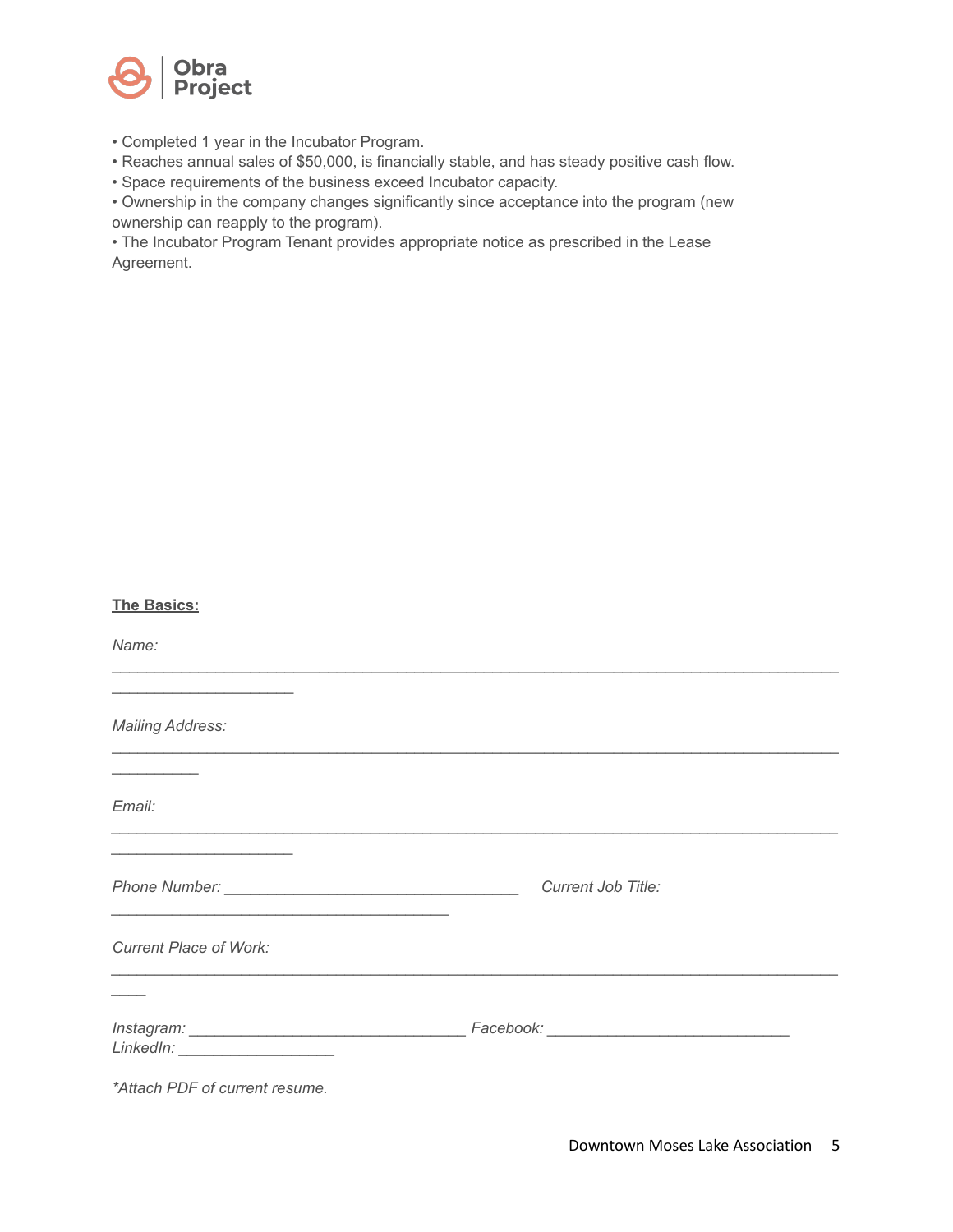- Completed 1 year in the Incubator Program.
- Reaches annual sales of $50,000, is financially stable, and has steady positive cash flow.
- Space requirements of the business exceed Incubator capacity.
- Ownership in the company changes significantly since acceptance into the program (new ownership can reapply to the program).
- The Incubator Program Tenant provides appropriate notice as prescribed in the Lease Agreement.

**The Basics:**

*Name:* ________________________________________________________________________________________________________

*Mailing Address:* ________________________________________________________________________________________________

*Email:* ________________________________________________________________________________________________________

*Phone Number:* __________________________________ *Current Job Title:* _______________________________________

*Current Place of Work:* ___________________________________________________________________________________

*Instagram:* _______________________________ *Facebook:* ____________________________ *LinkedIn:* __________________

**Attach PDF of current resume.*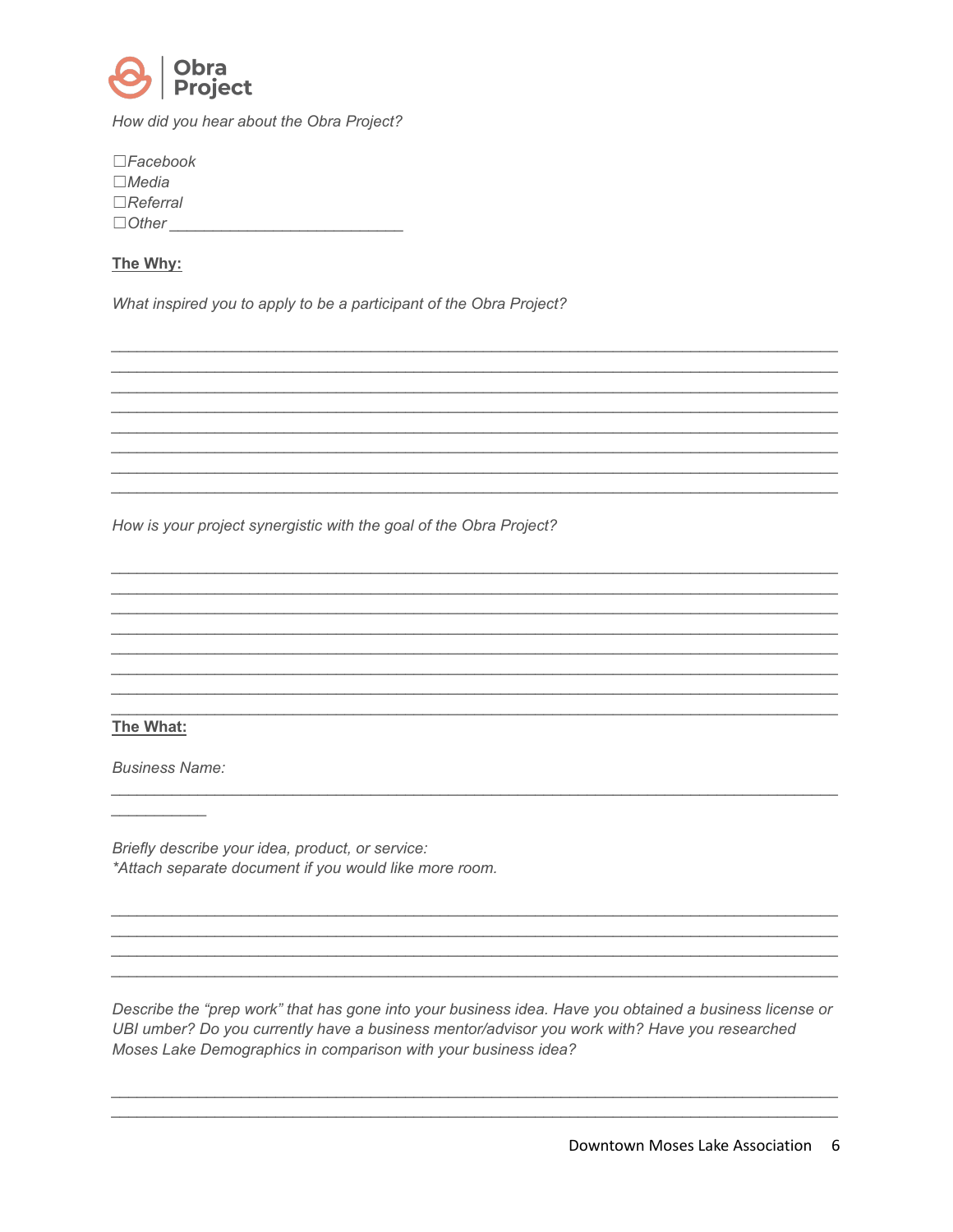Obra Project

*How did you hear about the Obra Project?*

☐*Facebook*
☐*Media*
☐*Referral*
☐*Other* ___________________________

**The Why:**

*What inspired you to apply to be a participant of the Obra Project?*

________________________________________________________________________________
________________________________________________________________________________
________________________________________________________________________________
________________________________________________________________________________
________________________________________________________________________________
________________________________________________________________________________
________________________________________________________________________________
________________________________________________________________________________

*How is your project synergistic with the goal of the Obra Project?*

________________________________________________________________________________
________________________________________________________________________________
________________________________________________________________________________
________________________________________________________________________________
________________________________________________________________________________
________________________________________________________________________________
________________________________________________________________________________
________________________________________________________________________________

**The What:**

*Business Name:*

________________________________________________________________________________
__________

*Briefly describe your idea, product, or service:*
*\*Attach separate document if you would like more room.*

________________________________________________________________________________
________________________________________________________________________________
________________________________________________________________________________
________________________________________________________________________________

*Describe the "prep work" that has gone into your business idea. Have you obtained a business license or UBI umber? Do you currently have a business mentor/advisor you work with? Have you researched Moses Lake Demographics in comparison with your business idea?*

________________________________________________________________________________
________________________________________________________________________________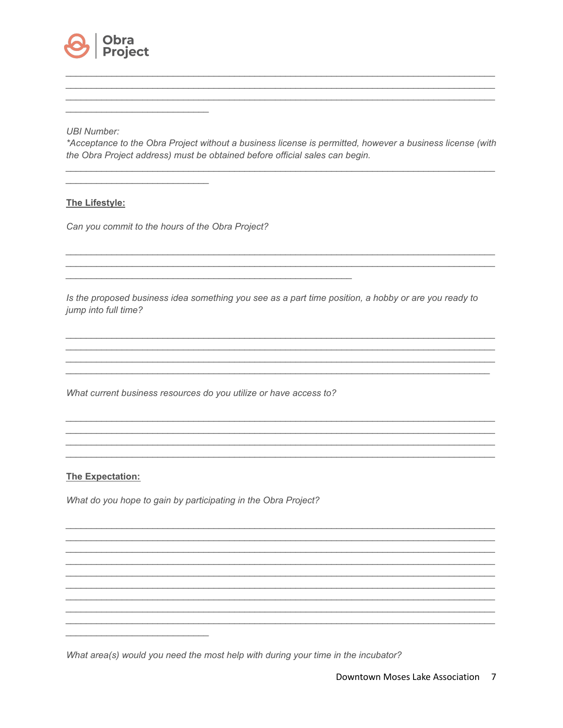UBI Number:

*\*Acceptance to the Obra Project without a business license is permitted, however a business license (with the Obra Project address) must be obtained before official sales can begin.*

**The Lifestyle:**

*Can you commit to the hours of the Obra Project?*

*Is the proposed business idea something you see as a part time position, a hobby or are you ready to jump into full time?*

*What current business resources do you utilize or have access to?*

**The Expectation:**

*What do you hope to gain by participating in the Obra Project?*

*What area(s) would you need the most help with during your time in the incubator?*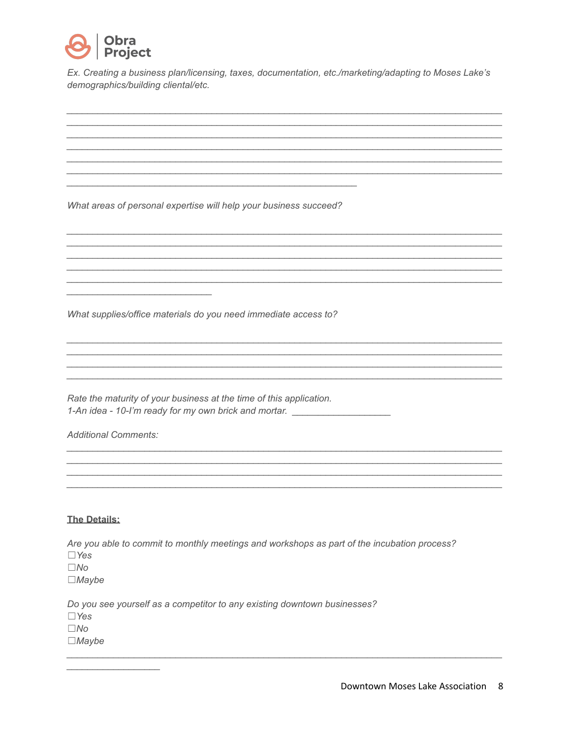*Ex. Creating a business plan/licensing, taxes, documentation, etc./marketing/adapting to Moses Lake's demographics/building cliental/etc.*

______________________________________________________________________________
______________________________________________________________________________
______________________________________________________________________________
______________________________________________________________________________
______________________________________________________________________________
______________________________________________________________________________
________________________________________________

*What areas of personal expertise will help your business succeed?*

______________________________________________________________________________
______________________________________________________________________________
______________________________________________________________________________
______________________________________________________________________________
______________________________________________________________________________
________________________

*What supplies/office materials do you need immediate access to?*

______________________________________________________________________________
______________________________________________________________________________
______________________________________________________________________________
______________________________________________________________________________

*Rate the maturity of your business at the time of this application.*
*1-An idea - 10-I'm ready for my own brick and mortar.* ________________

*Additional Comments:*

______________________________________________________________________________
______________________________________________________________________________
______________________________________________________________________________
______________________________________________________________________________

**The Details:**

*Are you able to commit to monthly meetings and workshops as part of the incubation process?*

☐*Yes*
☐*No*
☐*Maybe*

*Do you see yourself as a competitor to any existing downtown businesses?*

☐*Yes*
☐*No*
☐*Maybe*

______________________________________________________________________________
_______________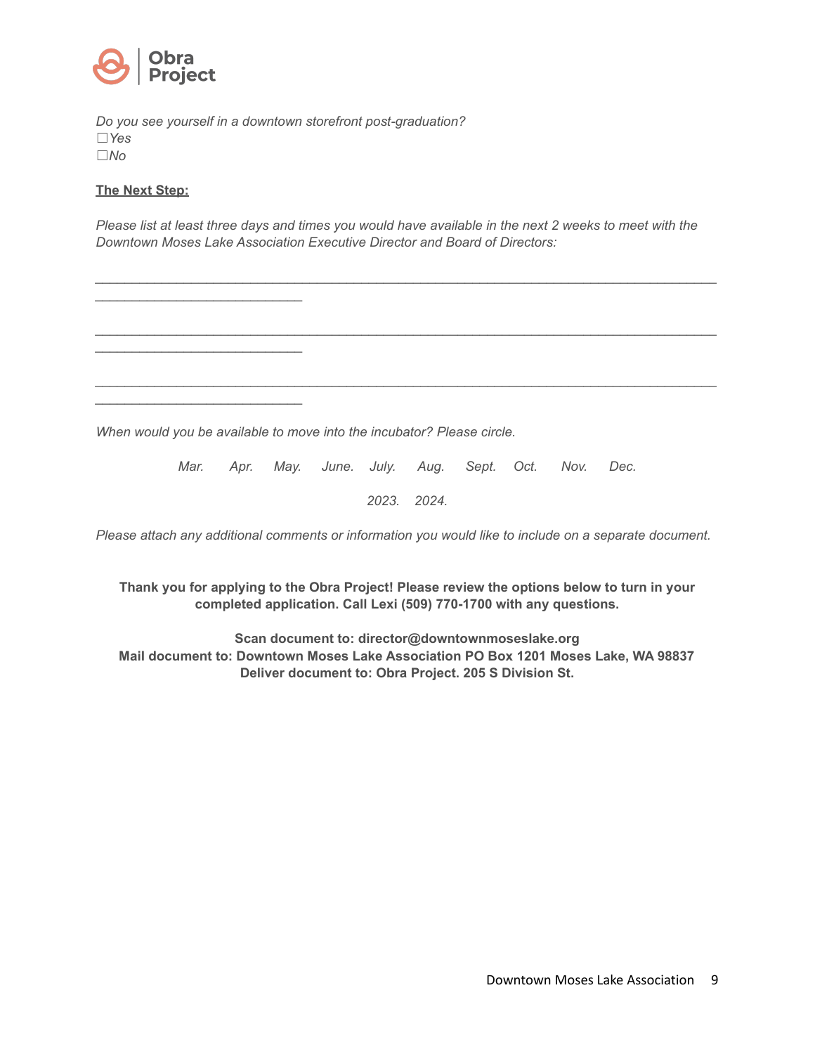*Do you see yourself in a downtown storefront post-graduation?*
☐*Yes*
☐*No*

**The Next Step:**

*Please list at least three days and times you would have available in the next 2 weeks to meet with the Downtown Moses Lake Association Executive Director and Board of Directors:*

______________________________________________________________________________
__________________________

______________________________________________________________________________
__________________________

______________________________________________________________________________
__________________________

*When would you be available to move into the incubator? Please circle.*

*Mar. Apr. May. June. July. Aug. Sept. Oct. Nov. Dec.*

*2023. 2024.*

*Please attach any additional comments or information you would like to include on a separate document.*

**Thank you for applying to the Obra Project! Please review the options below to turn in your completed application. Call Lexi (509) 770-1700 with any questions.**

**Scan document to: director@downtownmoseslake.org**
**Mail document to: Downtown Moses Lake Association PO Box 1201 Moses Lake, WA 98837**
**Deliver document to: Obra Project. 205 S Division St.**